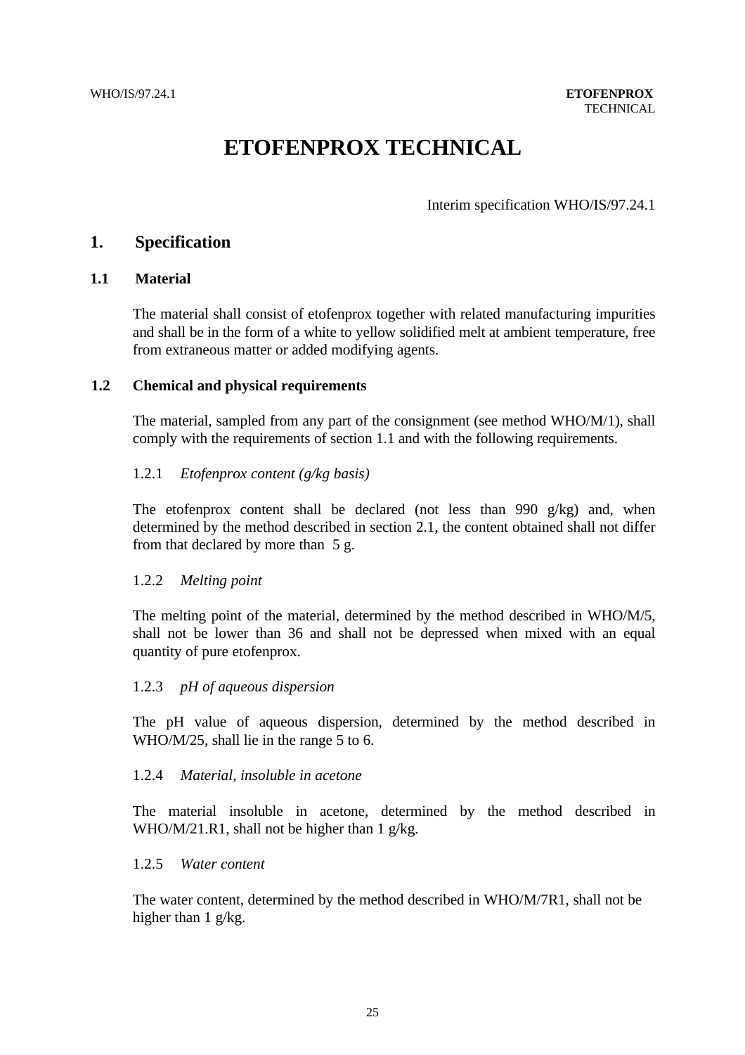# ETOFENPROX TECHNICAL

Interim specification WHO/IS/97.24.1

## 1. Specification

### 1.1 Material

The material shall consist of etofenprox together with related manufacturing impurities and shall be in the form of a white to yellow solidified melt at ambient temperature, free from extraneous matter or added modifying agents.

### 1.2 Chemical and physical requirements

The material, sampled from any part of the consignment (see method WHO/M/1), shall comply with the requirements of section 1.1 and with the following requirements.

1.2.1 *Etofenprox content (g/kg basis)*

The etofenprox content shall be declared (not less than 990 g/kg) and, when determined by the method described in section 2.1, the content obtained shall not differ from that declared by more than 5 g.

1.2.2 *Melting point*

The melting point of the material, determined by the method described in WHO/M/5, shall not be lower than 36 and shall not be depressed when mixed with an equal quantity of pure etofenprox.

1.2.3 *pH of aqueous dispersion*

The pH value of aqueous dispersion, determined by the method described in WHO/M/25, shall lie in the range 5 to 6.

1.2.4 *Material, insoluble in acetone*

The material insoluble in acetone, determined by the method described in WHO/M/21.R1, shall not be higher than 1 g/kg.

1.2.5 *Water content*

The water content, determined by the method described in WHO/M/7R1, shall not be higher than 1 g/kg.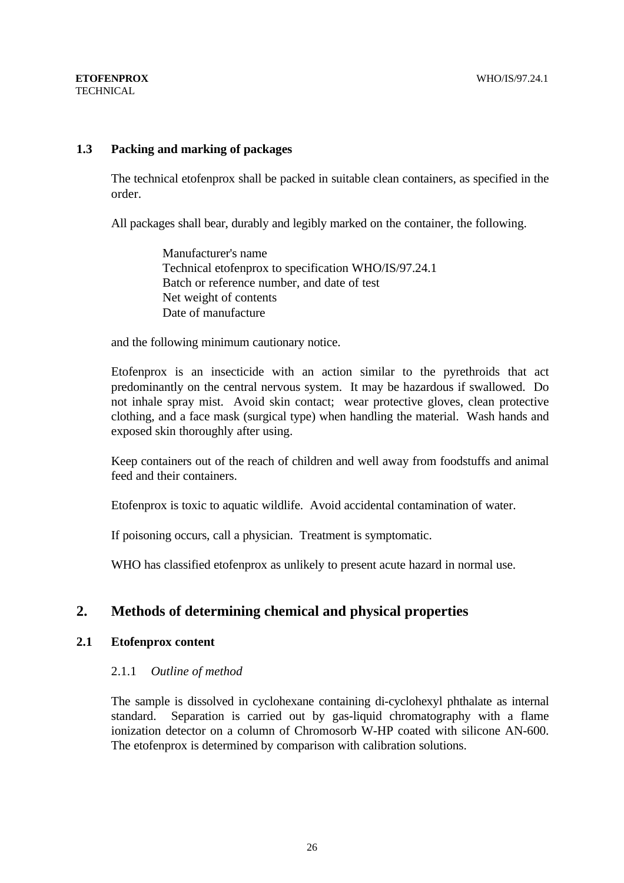### 1.3 Packing and marking of packages

The technical etofenprox shall be packed in suitable clean containers, as specified in the order.

All packages shall bear, durably and legibly marked on the container, the following.

Manufacturer's name
Technical etofenprox to specification WHO/IS/97.24.1
Batch or reference number, and date of test
Net weight of contents
Date of manufacture

and the following minimum cautionary notice.

Etofenprox is an insecticide with an action similar to the pyrethroids that act predominantly on the central nervous system. It may be hazardous if swallowed. Do not inhale spray mist. Avoid skin contact; wear protective gloves, clean protective clothing, and a face mask (surgical type) when handling the material. Wash hands and exposed skin thoroughly after using.

Keep containers out of the reach of children and well away from foodstuffs and animal feed and their containers.

Etofenprox is toxic to aquatic wildlife. Avoid accidental contamination of water.

If poisoning occurs, call a physician. Treatment is symptomatic.

WHO has classified etofenprox as unlikely to present acute hazard in normal use.

## 2. Methods of determining chemical and physical properties

### 2.1 Etofenprox content

2.1.1 *Outline of method*

The sample is dissolved in cyclohexane containing di-cyclohexyl phthalate as internal standard. Separation is carried out by gas-liquid chromatography with a flame ionization detector on a column of Chromosorb W-HP coated with silicone AN-600. The etofenprox is determined by comparison with calibration solutions.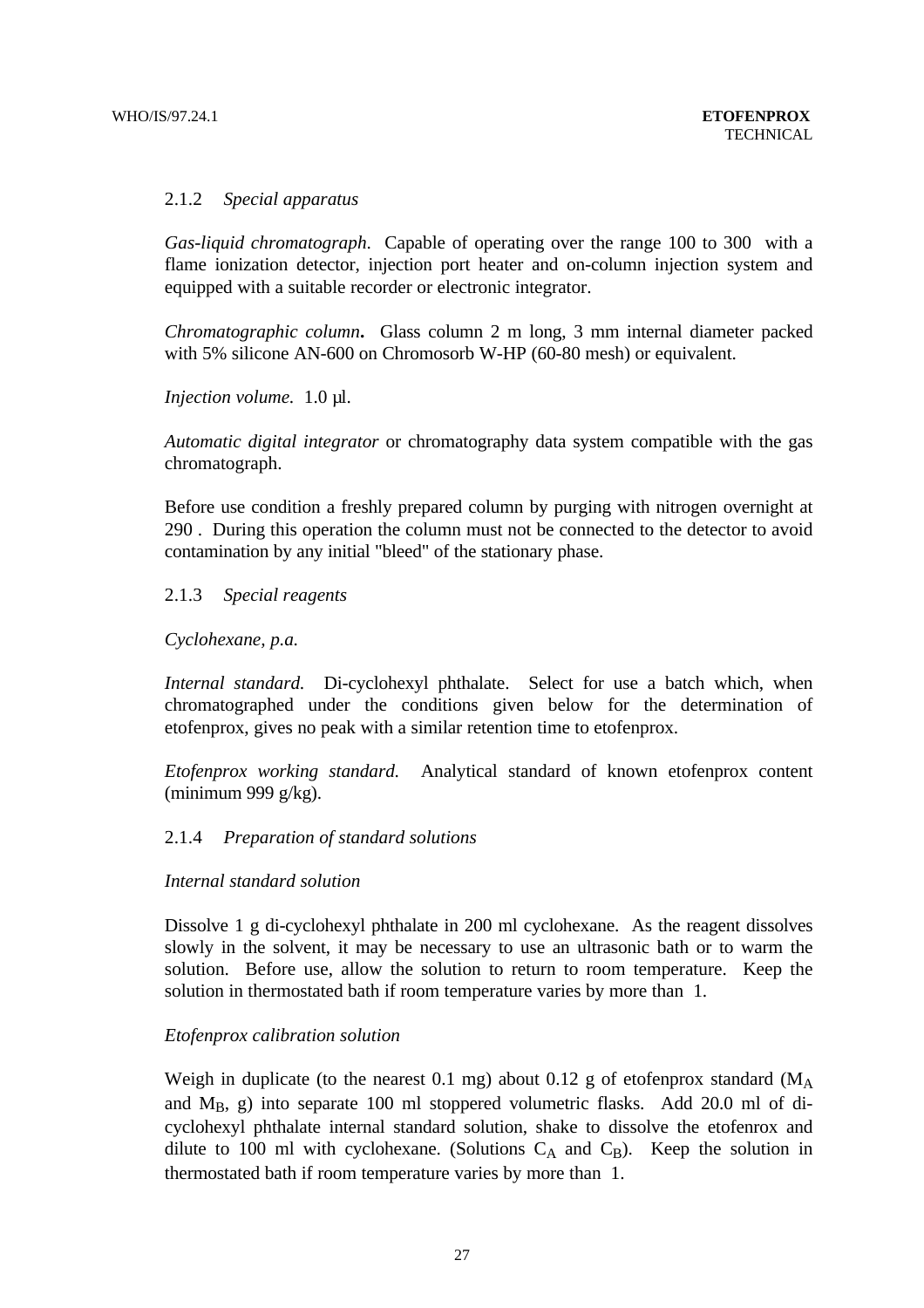### 2.1.2 *Special apparatus*

*Gas-liquid chromatograph.* Capable of operating over the range 100 to 300  with a flame ionization detector, injection port heater and on-column injection system and equipped with a suitable recorder or electronic integrator.

*Chromatographic column***.** Glass column 2 m long, 3 mm internal diameter packed with 5% silicone AN-600 on Chromosorb W-HP (60-80 mesh) or equivalent.

*Injection volume.* 1.0 µl.

*Automatic digital integrator* or chromatography data system compatible with the gas chromatograph.

Before use condition a freshly prepared column by purging with nitrogen overnight at 290 . During this operation the column must not be connected to the detector to avoid contamination by any initial "bleed" of the stationary phase.

### 2.1.3 *Special reagents*

*Cyclohexane, p.a.*

*Internal standard.* Di-cyclohexyl phthalate. Select for use a batch which, when chromatographed under the conditions given below for the determination of etofenprox, gives no peak with a similar retention time to etofenprox.

*Etofenprox working standard.* Analytical standard of known etofenprox content (minimum 999 g/kg).

### 2.1.4 *Preparation of standard solutions*

*Internal standard solution*

Dissolve 1 g di-cyclohexyl phthalate in 200 ml cyclohexane. As the reagent dissolves slowly in the solvent, it may be necessary to use an ultrasonic bath or to warm the solution. Before use, allow the solution to return to room temperature. Keep the solution in thermostated bath if room temperature varies by more than 1.

*Etofenprox calibration solution*

Weigh in duplicate (to the nearest 0.1 mg) about 0.12 g of etofenprox standard ($M_A$ and $M_B$, g) into separate 100 ml stoppered volumetric flasks. Add 20.0 ml of di-cyclohexyl phthalate internal standard solution, shake to dissolve the etofenrox and dilute to 100 ml with cyclohexane. (Solutions $C_A$ and $C_B$). Keep the solution in thermostated bath if room temperature varies by more than 1.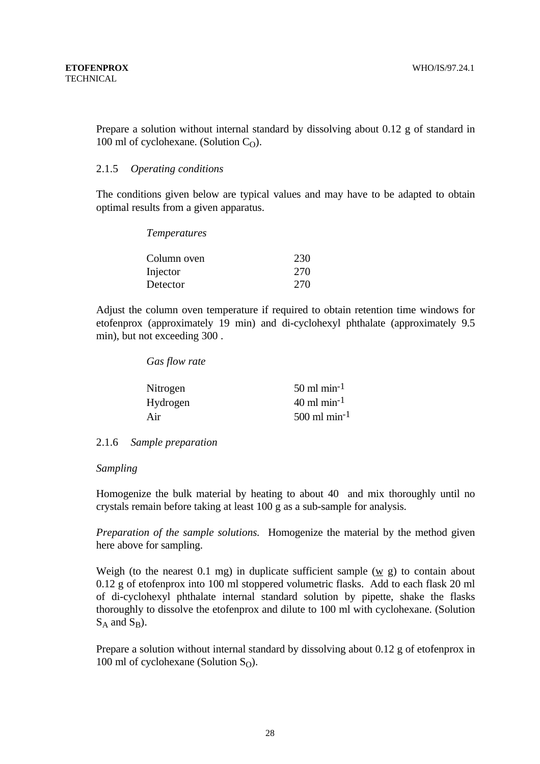Prepare a solution without internal standard by dissolving about 0.12 g of standard in 100 ml of cyclohexane. (Solution $C_O$).

### 2.1.5 *Operating conditions*

The conditions given below are typical values and may have to be adapted to obtain optimal results from a given apparatus.

*Temperatures*

| | |
|---|---|
| Column oven | 230 |
| Injector | 270 |
| Detector | 270 |

Adjust the column oven temperature if required to obtain retention time windows for etofenprox (approximately 19 min) and di-cyclohexyl phthalate (approximately 9.5 min), but not exceeding 300 .

*Gas flow rate*

| | |
|---|---|
| Nitrogen | 50 ml $min^{-1}$ |
| Hydrogen | 40 ml $min^{-1}$ |
| Air | 500 ml $min^{-1}$ |

### 2.1.6 *Sample preparation*

*Sampling*

Homogenize the bulk material by heating to about 40 and mix thoroughly until no crystals remain before taking at least 100 g as a sub-sample for analysis.

*Preparation of the sample solutions.* Homogenize the material by the method given here above for sampling.

Weigh (to the nearest 0.1 mg) in duplicate sufficient sample (w g) to contain about 0.12 g of etofenprox into 100 ml stoppered volumetric flasks. Add to each flask 20 ml of di-cyclohexyl phthalate internal standard solution by pipette, shake the flasks thoroughly to dissolve the etofenprox and dilute to 100 ml with cyclohexane. (Solution $S_A$ and $S_B$).

Prepare a solution without internal standard by dissolving about 0.12 g of etofenprox in 100 ml of cyclohexane (Solution $S_O$).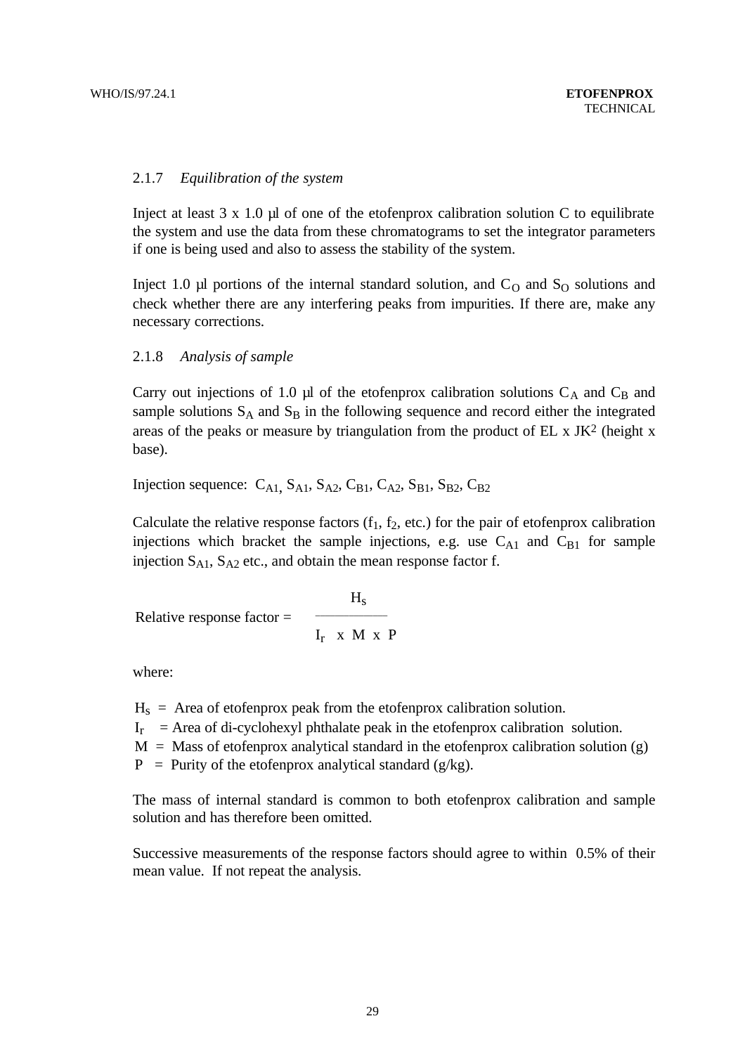### 2.1.7 *Equilibration of the system*

Inject at least 3 x 1.0 µl of one of the etofenprox calibration solution C to equilibrate the system and use the data from these chromatograms to set the integrator parameters if one is being used and also to assess the stability of the system.

Inject 1.0 µl portions of the internal standard solution, and $C_O$ and $S_O$ solutions and check whether there are any interfering peaks from impurities. If there are, make any necessary corrections.

### 2.1.8 *Analysis of sample*

Carry out injections of 1.0 µl of the etofenprox calibration solutions $C_A$ and $C_B$ and sample solutions $S_A$ and $S_B$ in the following sequence and record either the integrated areas of the peaks or measure by triangulation from the product of EL x $JK^2$ (height x base).

Injection sequence: $C_{A1}$, $S_{A1}$, $S_{A2}$, $C_{B1}$, $C_{A2}$, $S_{B1}$, $S_{B2}$, $C_{B2}$

Calculate the relative response factors ($f_1$, $f_2$, etc.) for the pair of etofenprox calibration injections which bracket the sample injections, e.g. use $C_{A1}$ and $C_{B1}$ for sample injection $S_{A1}$, $S_{A2}$ etc., and obtain the mean response factor f.

$$\text{Relative response factor} = \frac{H_s}{I_r \times M \times P}$$

where:

$H_s$ = Area of etofenprox peak from the etofenprox calibration solution.
$I_r$ = Area of di-cyclohexyl phthalate peak in the etofenprox calibration solution.
M = Mass of etofenprox analytical standard in the etofenprox calibration solution (g)
P = Purity of the etofenprox analytical standard (g/kg).

The mass of internal standard is common to both etofenprox calibration and sample solution and has therefore been omitted.

Successive measurements of the response factors should agree to within 0.5% of their mean value. If not repeat the analysis.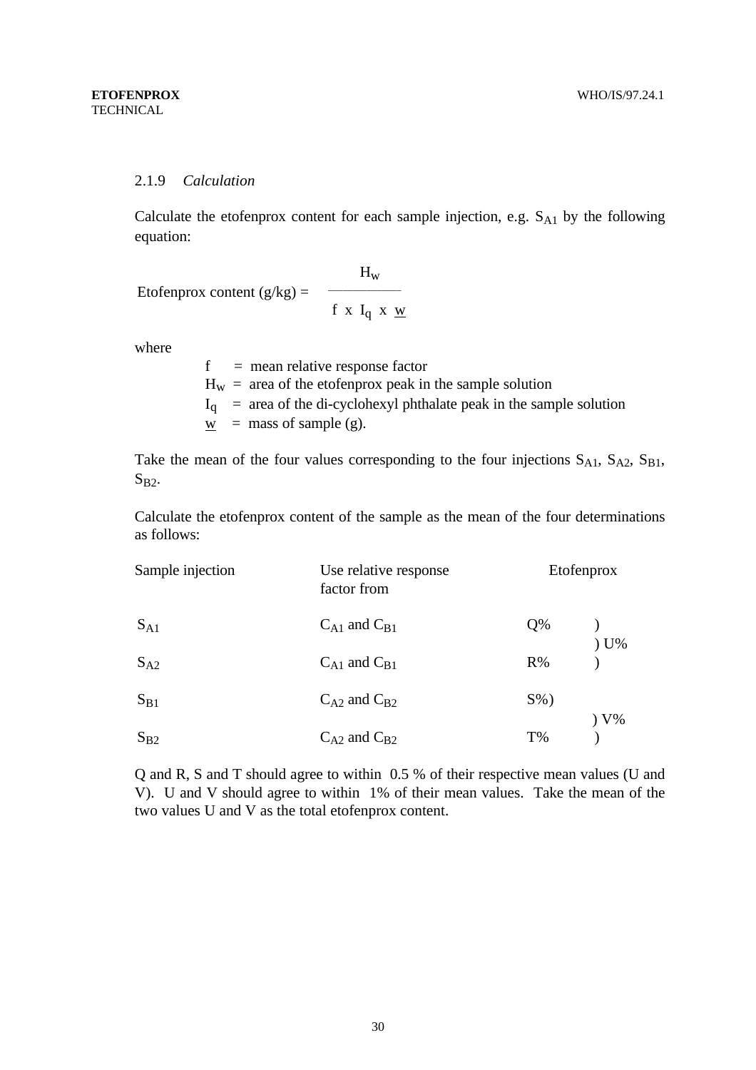### 2.1.9 *Calculation*

Calculate the etofenprox content for each sample injection, e.g. $S_{A1}$ by the following equation:

$$\text{Etofenprox content (g/kg)} = \frac{H_w}{f \times I_q \times \underline{w}}$$

where

- $f$ = mean relative response factor
- $H_w$ = area of the etofenprox peak in the sample solution
- $I_q$ = area of the di-cyclohexyl phthalate peak in the sample solution
- $\underline{w}$ = mass of sample (g).

Take the mean of the four values corresponding to the four injections $S_{A1}$, $S_{A2}$, $S_{B1}$, $S_{B2}$.

Calculate the etofenprox content of the sample as the mean of the four determinations as follows:

| Sample injection | Use relative response factor from | Etofenprox | |
|---|---|---|---|
| $S_{A1}$ | $C_{A1}$ and $C_{B1}$ | Q% | ) U% |
| $S_{A2}$ | $C_{A1}$ and $C_{B1}$ | R% | ) |
| $S_{B1}$ | $C_{A2}$ and $C_{B2}$ | S%) | ) V% |
| $S_{B2}$ | $C_{A2}$ and $C_{B2}$ | T% | ) |

Q and R, S and T should agree to within 0.5 % of their respective mean values (U and V). U and V should agree to within 1% of their mean values. Take the mean of the two values U and V as the total etofenprox content.